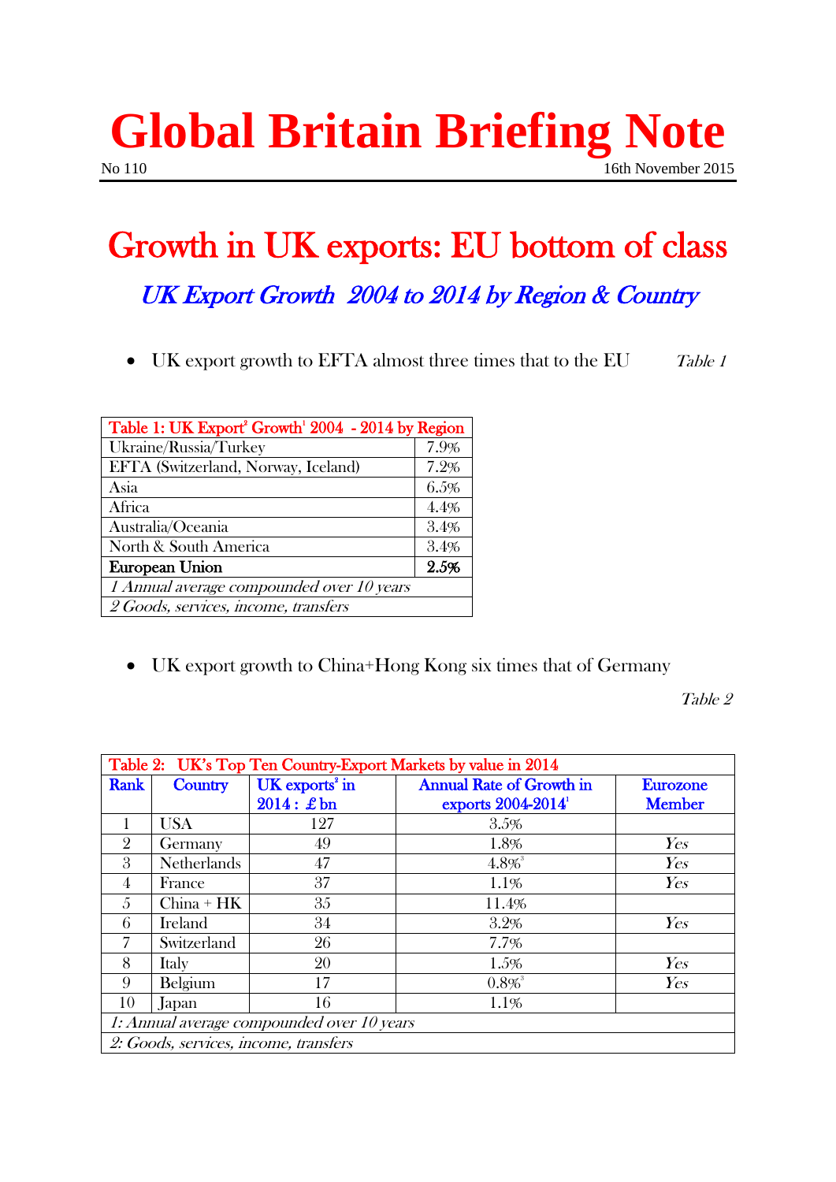# Global Britain Briefing Note

No 110 16th November 2015

## Growth in UK exports: EU bottom of class

### *UK Export Growth 2004 to 2014 by Region & Country*

- UK export growth to EFTA almost three times that to the EU *Table 1*

| Table 1: UK Export[2] Growth[1] 2004 - 2014 by Region | |
|---|---|
| Ukraine/Russia/Turkey | 7.9% |
| EFTA (Switzerland, Norway, Iceland) | 7.2% |
| Asia | 6.5% |
| Africa | 4.4% |
| Australia/Oceania | 3.4% |
| North & South America | 3.4% |
| **European Union** | **2.5%** |
| *1 Annual average compounded over 10 years* | |
| *2 Goods, services, income, transfers* | |

- UK export growth to China+Hong Kong six times that of Germany

*Table 2*

| Table 2: UK's Top Ten Country-Export Markets by value in 2014 | | | | |
|---|---|---|---|---|
| Rank | Country | UK exports[2] in 2014 : £bn | Annual Rate of Growth in exports 2004-2014[1] | Eurozone Member |
| 1 | USA | 127 | 3.5% | |
| 2 | Germany | 49 | 1.8% | *Yes* |
| 3 | Netherlands | 47 | 4.8%[3] | *Yes* |
| 4 | France | 37 | 1.1% | *Yes* |
| 5 | China + HK | 35 | 11.4% | |
| 6 | Ireland | 34 | 3.2% | *Yes* |
| 7 | Switzerland | 26 | 7.7% | |
| 8 | Italy | 20 | 1.5% | *Yes* |
| 9 | Belgium | 17 | 0.8%[3] | *Yes* |
| 10 | Japan | 16 | 1.1% | |
| *1: Annual average compounded over 10 years* | | | | |
| *2: Goods, services, income, transfers* | | | | |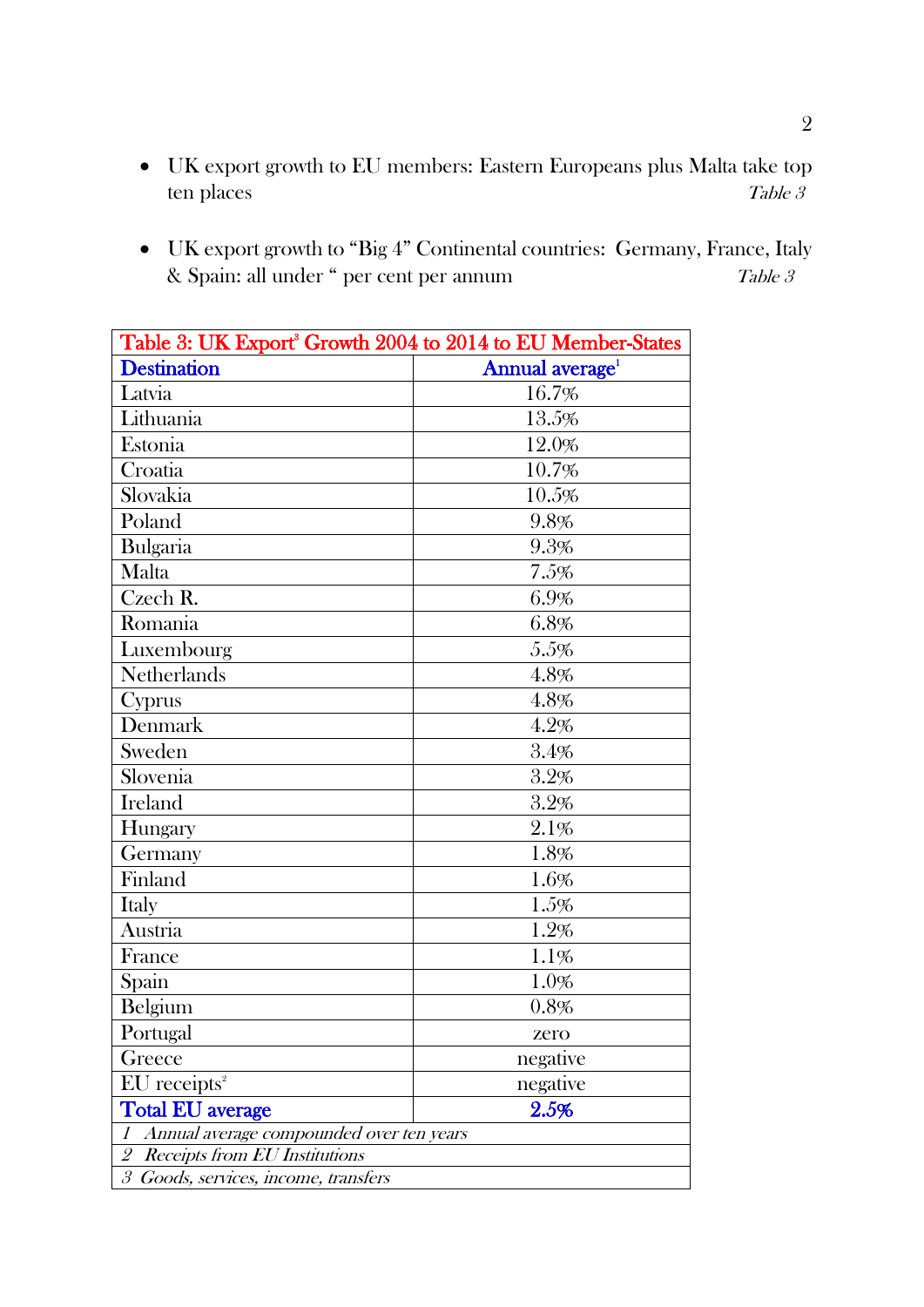- UK export growth to EU members: Eastern Europeans plus Malta take top ten places *Table 3*

- UK export growth to "Big 4" Continental countries: Germany, France, Italy & Spain: all under " per cent per annum *Table 3*

| Table 3: UK Export[3] Growth 2004 to 2014 to EU Member-States | |
|---|---|
| **Destination** | **Annual average[1]** |
| Latvia | 16.7% |
| Lithuania | 13.5% |
| Estonia | 12.0% |
| Croatia | 10.7% |
| Slovakia | 10.5% |
| Poland | 9.8% |
| Bulgaria | 9.3% |
| Malta | 7.5% |
| Czech R. | 6.9% |
| Romania | 6.8% |
| Luxembourg | 5.5% |
| Netherlands | 4.8% |
| Cyprus | 4.8% |
| Denmark | 4.2% |
| Sweden | 3.4% |
| Slovenia | 3.2% |
| Ireland | 3.2% |
| Hungary | 2.1% |
| Germany | 1.8% |
| Finland | 1.6% |
| Italy | 1.5% |
| Austria | 1.2% |
| France | 1.1% |
| Spain | 1.0% |
| Belgium | 0.8% |
| Portugal | zero |
| Greece | negative |
| EU receipts[2] | negative |
| **Total EU average** | **2.5%** |
| *1 Annual average compounded over ten years* | |
| *2 Receipts from EU Institutions* | |
| *3 Goods, services, income, transfers* | |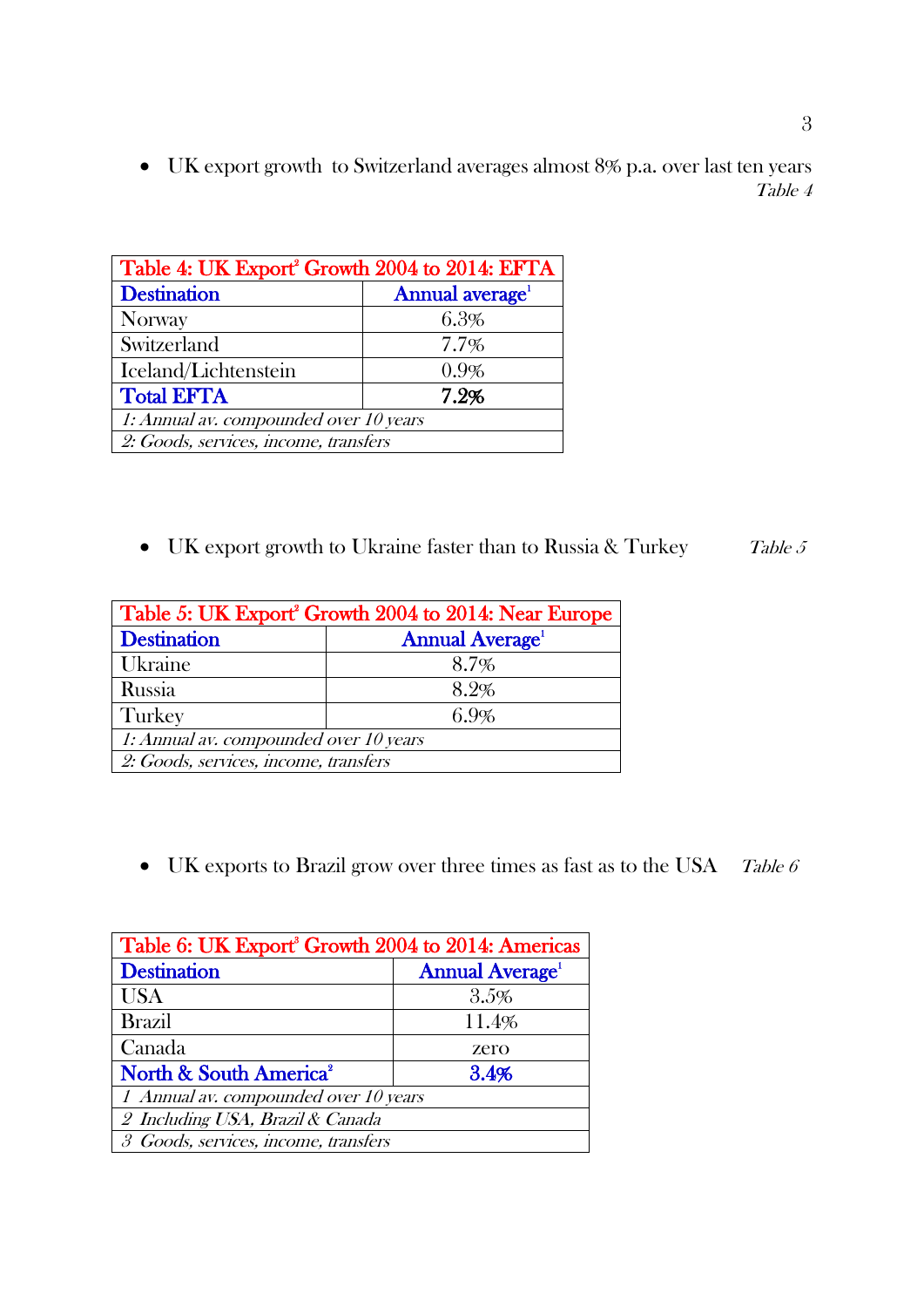- UK export growth to Switzerland averages almost 8% p.a. over last ten years *Table 4*

| Table 4: UK Export[2] Growth 2004 to 2014: EFTA | |
|---|---|
| **Destination** | **Annual average[1]** |
| Norway | 6.3% |
| Switzerland | 7.7% |
| Iceland/Lichtenstein | 0.9% |
| **Total EFTA** | **7.2%** |
| *1: Annual av. compounded over 10 years* | |
| *2: Goods, services, income, transfers* | |

- UK export growth to Ukraine faster than to Russia & Turkey *Table 5*

| Table 5: UK Export[2] Growth 2004 to 2014: Near Europe | |
|---|---|
| **Destination** | **Annual Average[1]** |
| Ukraine | 8.7% |
| Russia | 8.2% |
| Turkey | 6.9% |
| *1: Annual av. compounded over 10 years* | |
| *2: Goods, services, income, transfers* | |

- UK exports to Brazil grow over three times as fast as to the USA *Table 6*

| Table 6: UK Export[3] Growth 2004 to 2014: Americas | |
|---|---|
| **Destination** | **Annual Average[1]** |
| USA | 3.5% |
| Brazil | 11.4% |
| Canada | zero |
| **North & South America[2]** | **3.4%** |
| *1 Annual av. compounded over 10 years* | |
| *2 Including USA, Brazil & Canada* | |
| *3 Goods, services, income, transfers* | |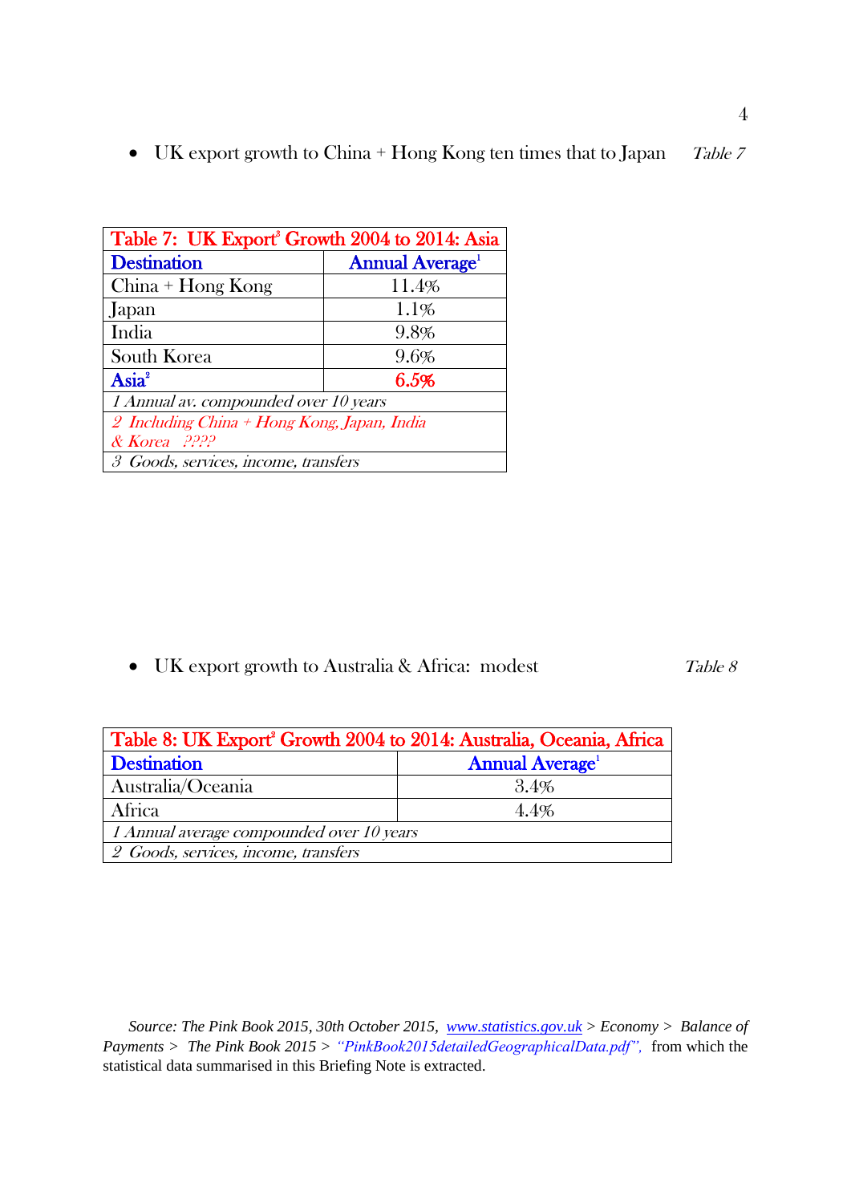- UK export growth to China + Hong Kong ten times that to Japan *Table 7*

| Table 7: UK Export[3] Growth 2004 to 2014: Asia | |
|---|---|
| **Destination** | **Annual Average[1]** |
| China + Hong Kong | 11.4% |
| Japan | 1.1% |
| India | 9.8% |
| South Korea | 9.6% |
| **Asia[2]** | **6.5%** |
| *1 Annual av. compounded over 10 years* | |
| *2 Including China + Hong Kong, Japan, India & Korea ????* | |
| *3 Goods, services, income, transfers* | |

- UK export growth to Australia & Africa: modest *Table 8*

| Table 8: UK Export[2] Growth 2004 to 2014: Australia, Oceania, Africa | |
|---|---|
| **Destination** | **Annual Average[1]** |
| Australia/Oceania | 3.4% |
| Africa | 4.4% |
| *1 Annual average compounded over 10 years* | |
| *2 Goods, services, income, transfers* | |

*Source: The Pink Book 2015, 30th October 2015, www.statistics.gov.uk > Economy > Balance of Payments > The Pink Book 2015 > "PinkBook2015detailedGeographicalData.pdf",* from which the statistical data summarised in this Briefing Note is extracted.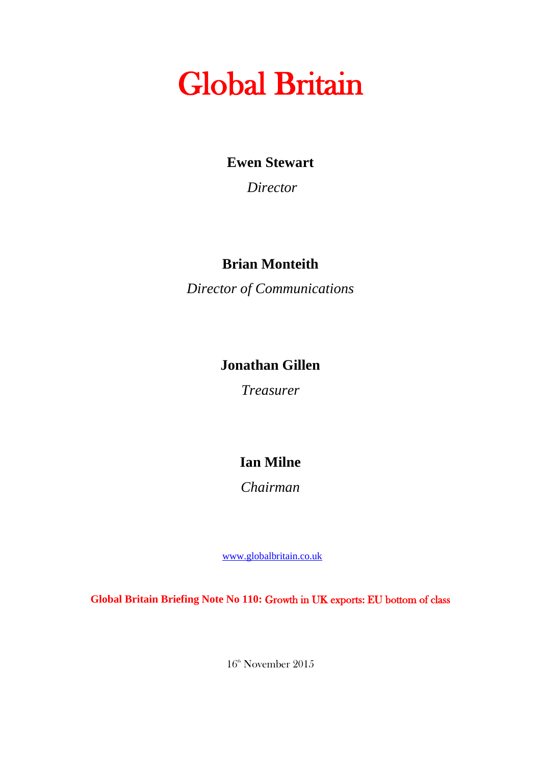# Global Britain

**Ewen Stewart**

*Director*

**Brian Monteith**

*Director of Communications*

**Jonathan Gillen**

*Treasurer*

**Ian Milne**

*Chairman*

www.globalbritain.co.uk

**Global Britain Briefing Note No 110: Growth in UK exports: EU bottom of class**

16th November 2015